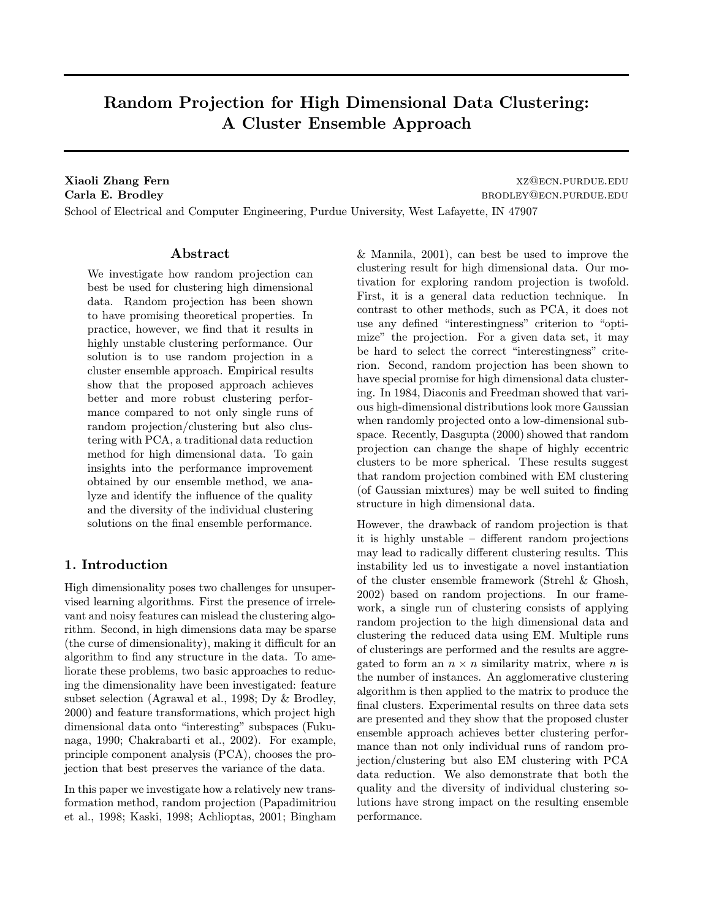# Random Projection for High Dimensional Data Clustering: A Cluster Ensemble Approach

**Xiaoli Zhang Fern** XZ@ECN.PURDUE.EDU
**Carla E. Brodley** BRODLEY@ECN.PURDUE.EDU
School of Electrical and Computer Engineering, Purdue University, West Lafayette, IN 47907

## Abstract

We investigate how random projection can best be used for clustering high dimensional data. Random projection has been shown to have promising theoretical properties. In practice, however, we find that it results in highly unstable clustering performance. Our solution is to use random projection in a cluster ensemble approach. Empirical results show that the proposed approach achieves better and more robust clustering performance compared to not only single runs of random projection/clustering but also clustering with PCA, a traditional data reduction method for high dimensional data. To gain insights into the performance improvement obtained by our ensemble method, we analyze and identify the influence of the quality and the diversity of the individual clustering solutions on the final ensemble performance.

## 1. Introduction

High dimensionality poses two challenges for unsupervised learning algorithms. First the presence of irrelevant and noisy features can mislead the clustering algorithm. Second, in high dimensions data may be sparse (the curse of dimensionality), making it difficult for an algorithm to find any structure in the data. To ameliorate these problems, two basic approaches to reducing the dimensionality have been investigated: feature subset selection (Agrawal et al., 1998; Dy & Brodley, 2000) and feature transformations, which project high dimensional data onto "interesting" subspaces (Fukunaga, 1990; Chakrabarti et al., 2002). For example, principle component analysis (PCA), chooses the projection that best preserves the variance of the data.

In this paper we investigate how a relatively new transformation method, random projection (Papadimitriou et al., 1998; Kaski, 1998; Achlioptas, 2001; Bingham & Mannila, 2001), can best be used to improve the clustering result for high dimensional data. Our motivation for exploring random projection is twofold. First, it is a general data reduction technique. In contrast to other methods, such as PCA, it does not use any defined "interestingness" criterion to "optimize" the projection. For a given data set, it may be hard to select the correct "interestingness" criterion. Second, random projection has been shown to have special promise for high dimensional data clustering. In 1984, Diaconis and Freedman showed that various high-dimensional distributions look more Gaussian when randomly projected onto a low-dimensional subspace. Recently, Dasgupta (2000) showed that random projection can change the shape of highly eccentric clusters to be more spherical. These results suggest that random projection combined with EM clustering (of Gaussian mixtures) may be well suited to finding structure in high dimensional data.

However, the drawback of random projection is that it is highly unstable – different random projections may lead to radically different clustering results. This instability led us to investigate a novel instantiation of the cluster ensemble framework (Strehl & Ghosh, 2002) based on random projections. In our framework, a single run of clustering consists of applying random projection to the high dimensional data and clustering the reduced data using EM. Multiple runs of clusterings are performed and the results are aggregated to form an $n \times n$ similarity matrix, where $n$ is the number of instances. An agglomerative clustering algorithm is then applied to the matrix to produce the final clusters. Experimental results on three data sets are presented and they show that the proposed cluster ensemble approach achieves better clustering performance than not only individual runs of random projection/clustering but also EM clustering with PCA data reduction. We also demonstrate that both the quality and the diversity of individual clustering solutions have strong impact on the resulting ensemble performance.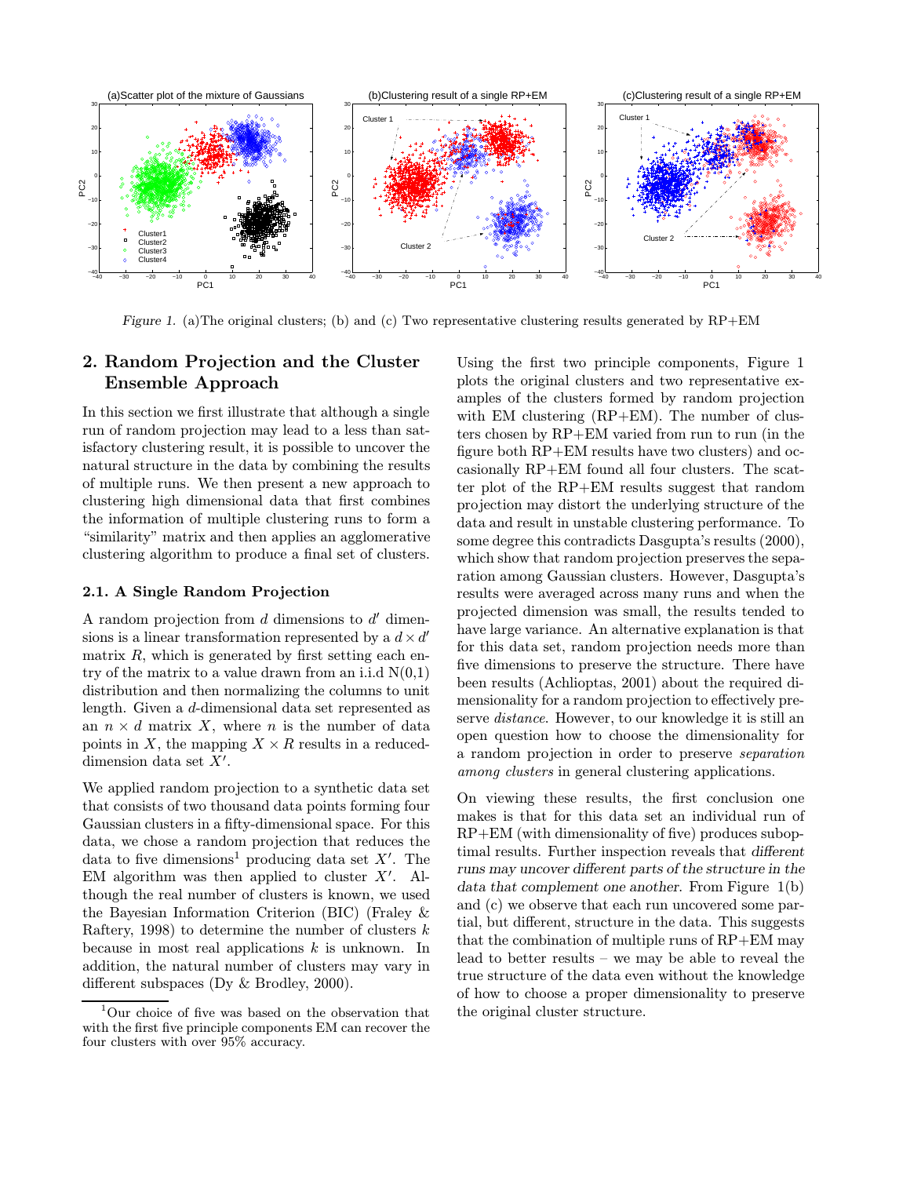Figure 1. (a)The original clusters; (b) and (c) Two representative clustering results generated by RP+EM

## 2. Random Projection and the Cluster Ensemble Approach

In this section we first illustrate that although a single run of random projection may lead to a less than satisfactory clustering result, it is possible to uncover the natural structure in the data by combining the results of multiple runs. We then present a new approach to clustering high dimensional data that first combines the information of multiple clustering runs to form a "similarity" matrix and then applies an agglomerative clustering algorithm to produce a final set of clusters.

### 2.1. A Single Random Projection

A random projection from $d$ dimensions to $d'$ dimensions is a linear transformation represented by a $d \times d'$ matrix $R$, which is generated by first setting each entry of the matrix to a value drawn from an i.i.d N(0,1) distribution and then normalizing the columns to unit length. Given a $d$-dimensional data set represented as an $n \times d$ matrix $X$, where $n$ is the number of data points in $X$, the mapping $X \times R$ results in a reduced-dimension data set $X'$.

We applied random projection to a synthetic data set that consists of two thousand data points forming four Gaussian clusters in a fifty-dimensional space. For this data, we chose a random projection that reduces the data to five dimensions[1] producing data set $X'$. The EM algorithm was then applied to cluster $X'$. Although the real number of clusters is known, we used the Bayesian Information Criterion (BIC) (Fraley & Raftery, 1998) to determine the number of clusters $k$ because in most real applications $k$ is unknown. In addition, the natural number of clusters may vary in different subspaces (Dy & Brodley, 2000).

[1] Our choice of five was based on the observation that with the first five principle components EM can recover the four clusters with over 95% accuracy.

Using the first two principle components, Figure 1 plots the original clusters and two representative examples of the clusters formed by random projection with EM clustering (RP+EM). The number of clusters chosen by RP+EM varied from run to run (in the figure both RP+EM results have two clusters) and occasionally RP+EM found all four clusters. The scatter plot of the RP+EM results suggest that random projection may distort the underlying structure of the data and result in unstable clustering performance. To some degree this contradicts Dasgupta's results (2000), which show that random projection preserves the separation among Gaussian clusters. However, Dasgupta's results were averaged across many runs and when the projected dimension was small, the results tended to have large variance. An alternative explanation is that for this data set, random projection needs more than five dimensions to preserve the structure. There have been results (Achlioptas, 2001) about the required dimensionality for a random projection to effectively preserve *distance*. However, to our knowledge it is still an open question how to choose the dimensionality for a random projection in order to preserve *separation among clusters* in general clustering applications.

On viewing these results, the first conclusion one makes is that for this data set an individual run of RP+EM (with dimensionality of five) produces suboptimal results. Further inspection reveals that *different runs may uncover different parts of the structure in the data that complement one another*. From Figure 1(b) and (c) we observe that each run uncovered some partial, but different, structure in the data. This suggests that the combination of multiple runs of RP+EM may lead to better results – we may be able to reveal the true structure of the data even without the knowledge of how to choose a proper dimensionality to preserve the original cluster structure.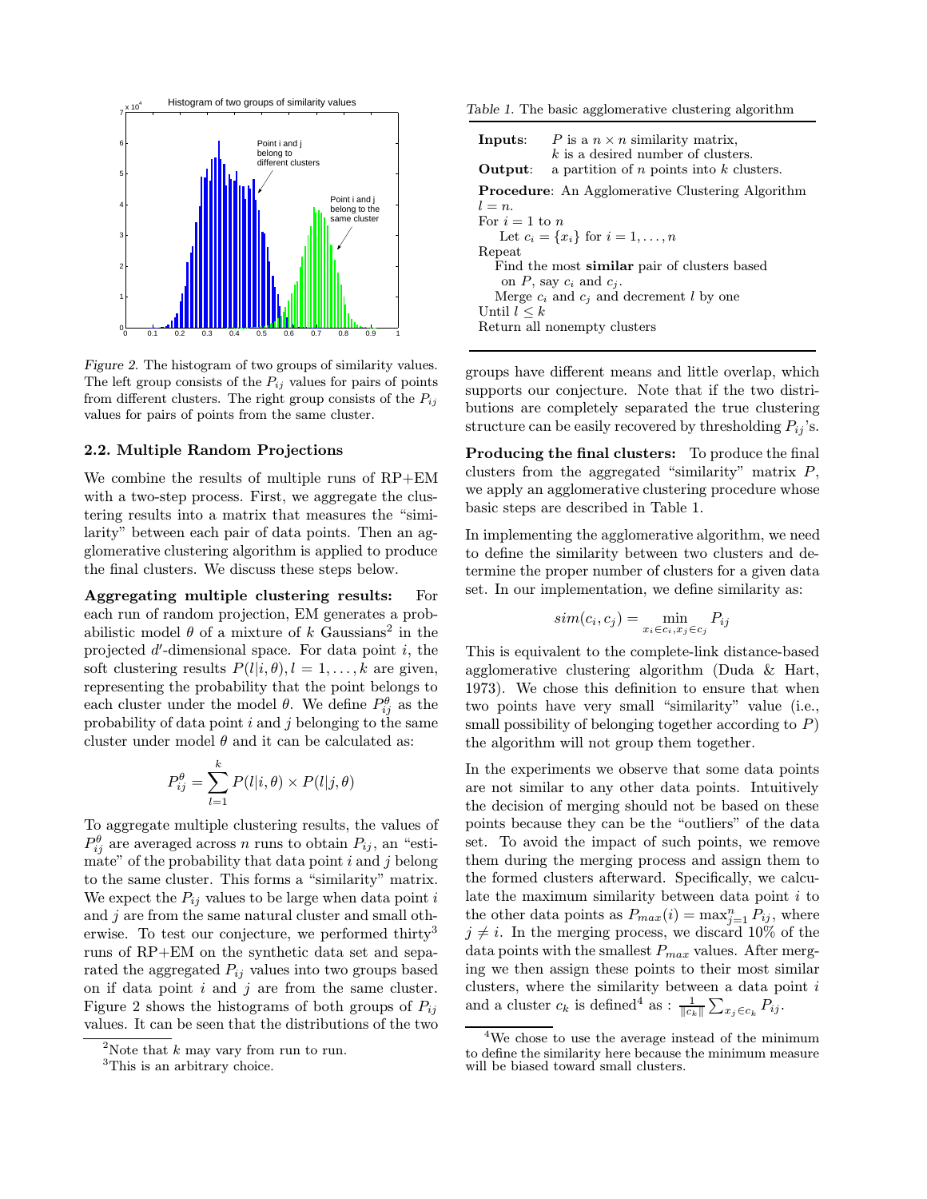Figure 2. The histogram of two groups of similarity values. The left group consists of the $P_{ij}$ values for pairs of points from different clusters. The right group consists of the $P_{ij}$ values for pairs of points from the same cluster.

### 2.2. Multiple Random Projections

We combine the results of multiple runs of RP+EM with a two-step process. First, we aggregate the clustering results into a matrix that measures the "similarity" between each pair of data points. Then an agglomerative clustering algorithm is applied to produce the final clusters. We discuss these steps below.

**Aggregating multiple clustering results:** For each run of random projection, EM generates a probabilistic model $\theta$ of a mixture of $k$ Gaussians[2] in the projected $d'$-dimensional space. For data point $i$, the soft clustering results $P(l|i,\theta), l = 1, \ldots, k$ are given, representing the probability that the point belongs to each cluster under the model $\theta$. We define $P_{ij}^{\theta}$ as the probability of data point $i$ and $j$ belonging to the same cluster under model $\theta$ and it can be calculated as:

$$P_{ij}^{\theta} = \sum_{l=1}^{k} P(l|i,\theta) \times P(l|j,\theta)$$

To aggregate multiple clustering results, the values of $P_{ij}^{\theta}$ are averaged across $n$ runs to obtain $P_{ij}$, an "estimate" of the probability that data point $i$ and $j$ belong to the same cluster. This forms a "similarity" matrix. We expect the $P_{ij}$ values to be large when data point $i$ and $j$ are from the same natural cluster and small otherwise. To test our conjecture, we performed thirty[3] runs of RP+EM on the synthetic data set and separated the aggregated $P_{ij}$ values into two groups based on if data point $i$ and $j$ are from the same cluster. Figure 2 shows the histograms of both groups of $P_{ij}$ values. It can be seen that the distributions of the two groups have different means and little overlap, which supports our conjecture. Note that if the two distributions are completely separated the true clustering structure can be easily recovered by thresholding $P_{ij}$'s.

[2] Note that $k$ may vary from run to run.

[3] This is an arbitrary choice.

Table 1. The basic agglomerative clustering algorithm

```
Inputs:   P is a n × n similarity matrix,
          k is a desired number of clusters.
Output:   a partition of n points into k clusters.

Procedure: An Agglomerative Clustering Algorithm
l = n.
For i = 1 to n
    Let c_i = {x_i} for i = 1, ..., n
Repeat
    Find the most similar pair of clusters based
     on P, say c_i and c_j.
    Merge c_i and c_j and decrement l by one
Until l ≤ k
Return all nonempty clusters
```

**Producing the final clusters:** To produce the final clusters from the aggregated "similarity" matrix $P$, we apply an agglomerative clustering procedure whose basic steps are described in Table 1.

In implementing the agglomerative algorithm, we need to define the similarity between two clusters and determine the proper number of clusters for a given data set. In our implementation, we define similarity as:

$$sim(c_i, c_j) = \min_{x_i \in c_i, x_j \in c_j} P_{ij}$$

This is equivalent to the complete-link distance-based agglomerative clustering algorithm (Duda & Hart, 1973). We chose this definition to ensure that when two points have very small "similarity" value (i.e., small possibility of belonging together according to $P$) the algorithm will not group them together.

In the experiments we observe that some data points are not similar to any other data points. Intuitively the decision of merging should not be based on these points because they can be the "outliers" of the data set. To avoid the impact of such points, we remove them during the merging process and assign them to the formed clusters afterward. Specifically, we calculate the maximum similarity between data point $i$ to the other data points as $P_{max}(i) = \max_{j=1}^{n} P_{ij}$, where $j \neq i$. In the merging process, we discard 10% of the data points with the smallest $P_{max}$ values. After merging we then assign these points to their most similar clusters, where the similarity between a data point $i$ and a cluster $c_k$ is defined[4] as : $\frac{1}{\|c_k\|} \sum_{x_j \in c_k} P_{ij}$.

[4] We chose to use the average instead of the minimum to define the similarity here because the minimum measure will be biased toward small clusters.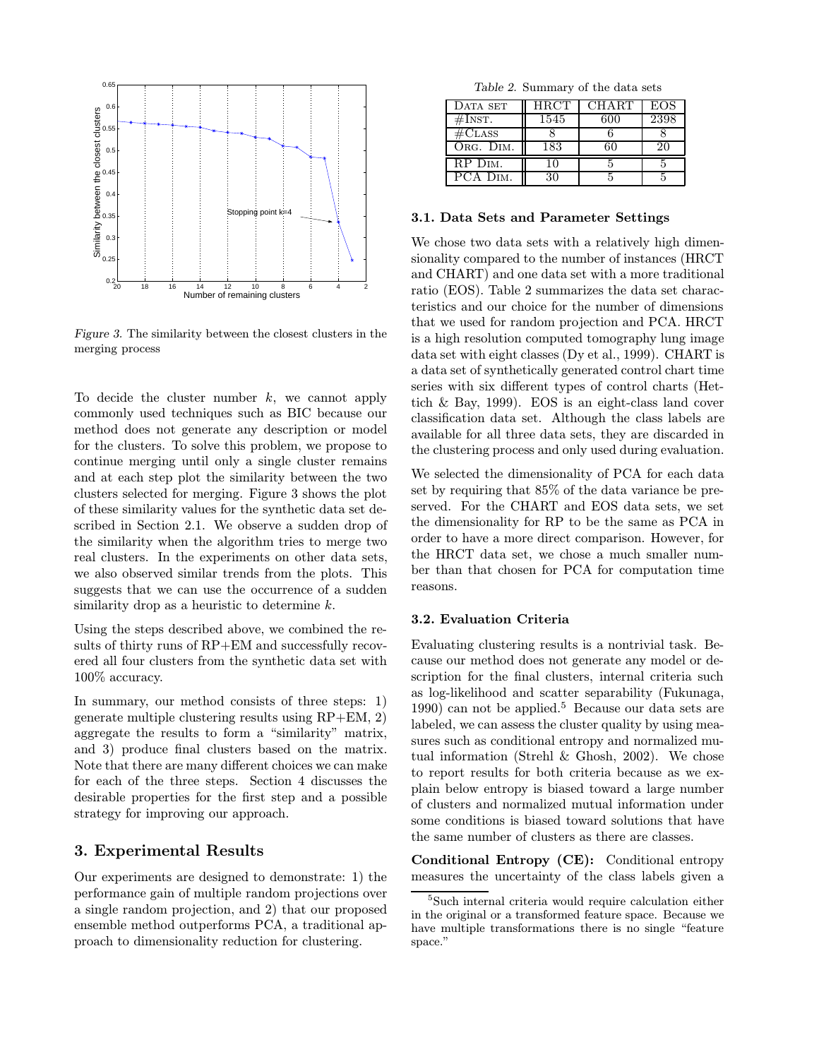Figure 3. The similarity between the closest clusters in the merging process

To decide the cluster number $k$, we cannot apply commonly used techniques such as BIC because our method does not generate any description or model for the clusters. To solve this problem, we propose to continue merging until only a single cluster remains and at each step plot the similarity between the two clusters selected for merging. Figure 3 shows the plot of these similarity values for the synthetic data set described in Section 2.1. We observe a sudden drop of the similarity when the algorithm tries to merge two real clusters. In the experiments on other data sets, we also observed similar trends from the plots. This suggests that we can use the occurrence of a sudden similarity drop as a heuristic to determine $k$.

Using the steps described above, we combined the results of thirty runs of RP+EM and successfully recovered all four clusters from the synthetic data set with 100% accuracy.

In summary, our method consists of three steps: 1) generate multiple clustering results using RP+EM, 2) aggregate the results to form a "similarity" matrix, and 3) produce final clusters based on the matrix. Note that there are many different choices we can make for each of the three steps. Section 4 discusses the desirable properties for the first step and a possible strategy for improving our approach.

## 3. Experimental Results

Our experiments are designed to demonstrate: 1) the performance gain of multiple random projections over a single random projection, and 2) that our proposed ensemble method outperforms PCA, a traditional approach to dimensionality reduction for clustering.

Table 2. Summary of the data sets

| Data set | HRCT | CHART | EOS |
|---|---|---|---|
| #Inst. | 1545 | 600 | 2398 |
| #Class | 8 | 6 | 8 |
| Org. Dim. | 183 | 60 | 20 |
| RP Dim. | 10 | 5 | 5 |
| PCA Dim. | 30 | 5 | 5 |

### 3.1. Data Sets and Parameter Settings

We chose two data sets with a relatively high dimensionality compared to the number of instances (HRCT and CHART) and one data set with a more traditional ratio (EOS). Table 2 summarizes the data set characteristics and our choice for the number of dimensions that we used for random projection and PCA. HRCT is a high resolution computed tomography lung image data set with eight classes (Dy et al., 1999). CHART is a data set of synthetically generated control chart time series with six different types of control charts (Hettich & Bay, 1999). EOS is an eight-class land cover classification data set. Although the class labels are available for all three data sets, they are discarded in the clustering process and only used during evaluation.

We selected the dimensionality of PCA for each data set by requiring that 85% of the data variance be preserved. For the CHART and EOS data sets, we set the dimensionality for RP to be the same as PCA in order to have a more direct comparison. However, for the HRCT data set, we chose a much smaller number than that chosen for PCA for computation time reasons.

### 3.2. Evaluation Criteria

Evaluating clustering results is a nontrivial task. Because our method does not generate any model or description for the final clusters, internal criteria such as log-likelihood and scatter separability (Fukunaga, 1990) can not be applied.[5] Because our data sets are labeled, we can assess the cluster quality by using measures such as conditional entropy and normalized mutual information (Strehl & Ghosh, 2002). We chose to report results for both criteria because as we explain below entropy is biased toward a large number of clusters and normalized mutual information under some conditions is biased toward solutions that have the same number of clusters as there are classes.

**Conditional Entropy (CE):** Conditional entropy measures the uncertainty of the class labels given a

[5] Such internal criteria would require calculation either in the original or a transformed feature space. Because we have multiple transformations there is no single "feature space."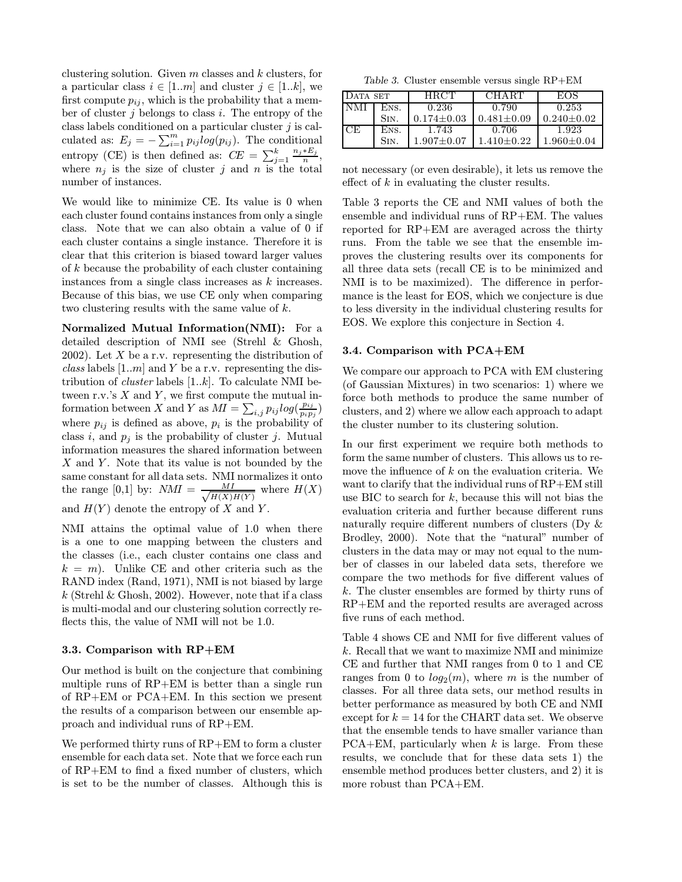clustering solution. Given $m$ classes and $k$ clusters, for a particular class $i \in [1..m]$ and cluster $j \in [1..k]$, we first compute $p_{ij}$, which is the probability that a member of cluster $j$ belongs to class $i$. The entropy of the class labels conditioned on a particular cluster $j$ is calculated as: $E_j = -\sum_{i=1}^{m} p_{ij} log(p_{ij})$. The conditional entropy (CE) is then defined as: $CE = \sum_{j=1}^{k} \frac{n_j * E_j}{n}$, where $n_j$ is the size of cluster $j$ and $n$ is the total number of instances.

We would like to minimize CE. Its value is 0 when each cluster found contains instances from only a single class. Note that we can also obtain a value of 0 if each cluster contains a single instance. Therefore it is clear that this criterion is biased toward larger values of $k$ because the probability of each cluster containing instances from a single class increases as $k$ increases. Because of this bias, we use CE only when comparing two clustering results with the same value of $k$.

**Normalized Mutual Information(NMI):** For a detailed description of NMI see (Strehl & Ghosh, 2002). Let $X$ be a r.v. representing the distribution of *class* labels $[1..m]$ and $Y$ be a r.v. representing the distribution of *cluster* labels $[1..k]$. To calculate NMI between r.v.'s $X$ and $Y$, we first compute the mutual information between $X$ and $Y$ as $MI = \sum_{i,j} p_{ij} log(\frac{p_{ij}}{p_i p_j})$ where $p_{ij}$ is defined as above, $p_i$ is the probability of class $i$, and $p_j$ is the probability of cluster $j$. Mutual information measures the shared information between $X$ and $Y$. Note that its value is not bounded by the same constant for all data sets. NMI normalizes it onto the range [0,1] by: $NMI = \frac{MI}{\sqrt{H(X)H(Y)}}$ where $H(X)$ and $H(Y)$ denote the entropy of $X$ and $Y$.

NMI attains the optimal value of 1.0 when there is a one to one mapping between the clusters and the classes (i.e., each cluster contains one class and $k = m$). Unlike CE and other criteria such as the RAND index (Rand, 1971), NMI is not biased by large $k$ (Strehl & Ghosh, 2002). However, note that if a class is multi-modal and our clustering solution correctly reflects this, the value of NMI will not be 1.0.

### 3.3. Comparison with RP+EM

Our method is built on the conjecture that combining multiple runs of RP+EM is better than a single run of RP+EM or PCA+EM. In this section we present the results of a comparison between our ensemble approach and individual runs of RP+EM.

We performed thirty runs of RP+EM to form a cluster ensemble for each data set. Note that we force each run of RP+EM to find a fixed number of clusters, which is set to be the number of classes. Although this is not necessary (or even desirable), it lets us remove the effect of $k$ in evaluating the cluster results.

*Table 3.* Cluster ensemble versus single RP+EM

| Data set | | HRCT | CHART | EOS |
|---|---|---|---|---|
| NMI | Ens. | 0.236 | 0.790 | 0.253 |
| | Sin. | $0.174 \pm 0.03$ | $0.481 \pm 0.09$ | $0.240 \pm 0.02$ |
| CE | Ens. | 1.743 | 0.706 | 1.923 |
| | Sin. | $1.907 \pm 0.07$ | $1.410 \pm 0.22$ | $1.960 \pm 0.04$ |

Table 3 reports the CE and NMI values of both the ensemble and individual runs of RP+EM. The values reported for RP+EM are averaged across the thirty runs. From the table we see that the ensemble improves the clustering results over its components for all three data sets (recall CE is to be minimized and NMI is to be maximized). The difference in performance is the least for EOS, which we conjecture is due to less diversity in the individual clustering results for EOS. We explore this conjecture in Section 4.

### 3.4. Comparison with PCA+EM

We compare our approach to PCA with EM clustering (of Gaussian Mixtures) in two scenarios: 1) where we force both methods to produce the same number of clusters, and 2) where we allow each approach to adapt the cluster number to its clustering solution.

In our first experiment we require both methods to form the same number of clusters. This allows us to remove the influence of $k$ on the evaluation criteria. We want to clarify that the individual runs of RP+EM still use BIC to search for $k$, because this will not bias the evaluation criteria and further because different runs naturally require different numbers of clusters (Dy & Brodley, 2000). Note that the "natural" number of clusters in the data may or may not equal to the number of classes in our labeled data sets, therefore we compare the two methods for five different values of $k$. The cluster ensembles are formed by thirty runs of RP+EM and the reported results are averaged across five runs of each method.

Table 4 shows CE and NMI for five different values of $k$. Recall that we want to maximize NMI and minimize CE and further that NMI ranges from 0 to 1 and CE ranges from 0 to $log_2(m)$, where $m$ is the number of classes. For all three data sets, our method results in better performance as measured by both CE and NMI except for $k = 14$ for the CHART data set. We observe that the ensemble tends to have smaller variance than PCA+EM, particularly when $k$ is large. From these results, we conclude that for these data sets 1) the ensemble method produces better clusters, and 2) it is more robust than PCA+EM.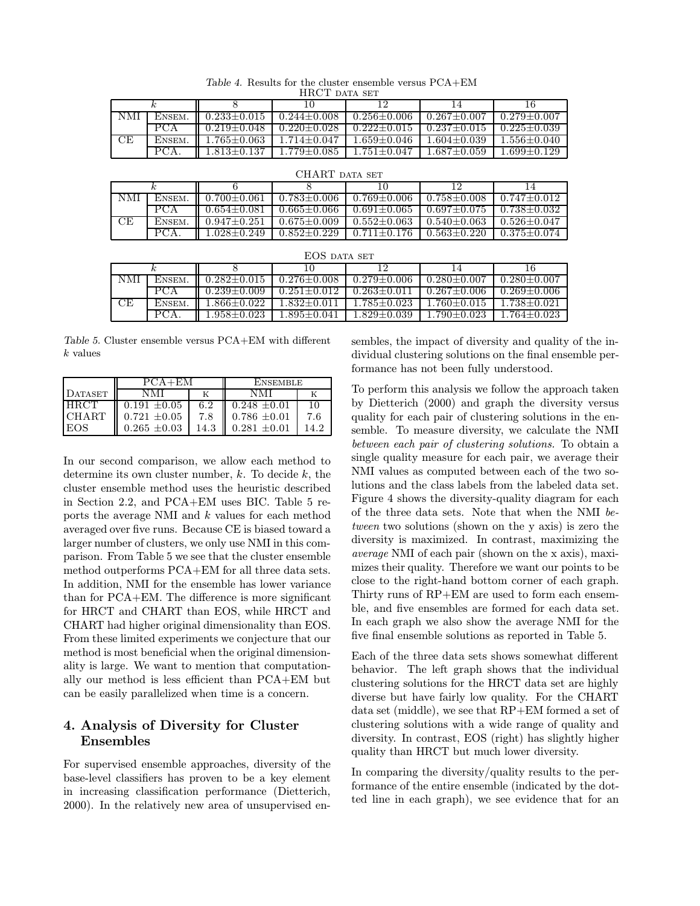*Table 4.* Results for the cluster ensemble versus PCA+EM

HRCT data set

| | $k$ | 8 | 10 | 12 | 14 | 16 |
|---|---|---|---|---|---|---|
| NMI | Ensem. | 0.233±0.015 | 0.244±0.008 | 0.256±0.006 | 0.267±0.007 | 0.279±0.007 |
| | PCA | 0.219±0.048 | 0.220±0.028 | 0.222±0.015 | 0.237±0.015 | 0.225±0.039 |
| CE | Ensem. | 1.765±0.063 | 1.714±0.047 | 1.659±0.046 | 1.604±0.039 | 1.556±0.040 |
| | PCA. | 1.813±0.137 | 1.779±0.085 | 1.751±0.047 | 1.687±0.059 | 1.699±0.129 |

CHART data set

| | $k$ | 6 | 8 | 10 | 12 | 14 |
|---|---|---|---|---|---|---|
| NMI | Ensem. | 0.700±0.061 | 0.783±0.006 | 0.769±0.006 | 0.758±0.008 | 0.747±0.012 |
| | PCA | 0.654±0.081 | 0.665±0.066 | 0.691±0.065 | 0.697±0.075 | 0.738±0.032 |
| CE | Ensem. | 0.947±0.251 | 0.675±0.009 | 0.552±0.063 | 0.540±0.063 | 0.526±0.047 |
| | PCA. | 1.028±0.249 | 0.852±0.229 | 0.711±0.176 | 0.563±0.220 | 0.375±0.074 |

EOS data set

| | $k$ | 8 | 10 | 12 | 14 | 16 |
|---|---|---|---|---|---|---|
| NMI | Ensem. | 0.282±0.015 | 0.276±0.008 | 0.279±0.006 | 0.280±0.007 | 0.280±0.007 |
| | PCA | 0.239±0.009 | 0.251±0.012 | 0.263±0.011 | 0.267±0.006 | 0.269±0.006 |
| CE | Ensem. | 1.866±0.022 | 1.832±0.011 | 1.785±0.023 | 1.760±0.015 | 1.738±0.021 |
| | PCA. | 1.958±0.023 | 1.895±0.041 | 1.829±0.039 | 1.790±0.023 | 1.764±0.023 |

*Table 5.* Cluster ensemble versus PCA+EM with different $k$ values

| | PCA+EM | | Ensemble | |
|---|---|---|---|---|
| Dataset | NMI | k | NMI | k |
| HRCT | 0.191 ±0.05 | 6.2 | 0.248 ±0.01 | 10 |
| CHART | 0.721 ±0.05 | 7.8 | 0.786 ±0.01 | 7.6 |
| EOS | 0.265 ±0.03 | 14.3 | 0.281 ±0.01 | 14.2 |

In our second comparison, we allow each method to determine its own cluster number, $k$. To decide $k$, the cluster ensemble method uses the heuristic described in Section 2.2, and PCA+EM uses BIC. Table 5 reports the average NMI and $k$ values for each method averaged over five runs. Because CE is biased toward a larger number of clusters, we only use NMI in this comparison. From Table 5 we see that the cluster ensemble method outperforms PCA+EM for all three data sets. In addition, NMI for the ensemble has lower variance than for PCA+EM. The difference is more significant for HRCT and CHART than EOS, while HRCT and CHART had higher original dimensionality than EOS. From these limited experiments we conjecture that our method is most beneficial when the original dimensionality is large. We want to mention that computationally our method is less efficient than PCA+EM but can be easily parallelized when time is a concern.

## 4. Analysis of Diversity for Cluster Ensembles

For supervised ensemble approaches, diversity of the base-level classifiers has proven to be a key element in increasing classification performance (Dietterich, 2000). In the relatively new area of unsupervised ensembles, the impact of diversity and quality of the individual clustering solutions on the final ensemble performance has not been fully understood.

To perform this analysis we follow the approach taken by Dietterich (2000) and graph the diversity versus quality for each pair of clustering solutions in the ensemble. To measure diversity, we calculate the NMI *between each pair of clustering solutions*. To obtain a single quality measure for each pair, we average their NMI values as computed between each of the two solutions and the class labels from the labeled data set. Figure 4 shows the diversity-quality diagram for each of the three data sets. Note that when the NMI *between* two solutions (shown on the y axis) is zero the diversity is maximized. In contrast, maximizing the *average* NMI of each pair (shown on the x axis), maximizes their quality. Therefore we want our points to be close to the right-hand bottom corner of each graph. Thirty runs of RP+EM are used to form each ensemble, and five ensembles are formed for each data set. In each graph we also show the average NMI for the five final ensemble solutions as reported in Table 5.

Each of the three data sets shows somewhat different behavior. The left graph shows that the individual clustering solutions for the HRCT data set are highly diverse but have fairly low quality. For the CHART data set (middle), we see that RP+EM formed a set of clustering solutions with a wide range of quality and diversity. In contrast, EOS (right) has slightly higher quality than HRCT but much lower diversity.

In comparing the diversity/quality results to the performance of the entire ensemble (indicated by the dotted line in each graph), we see evidence that for an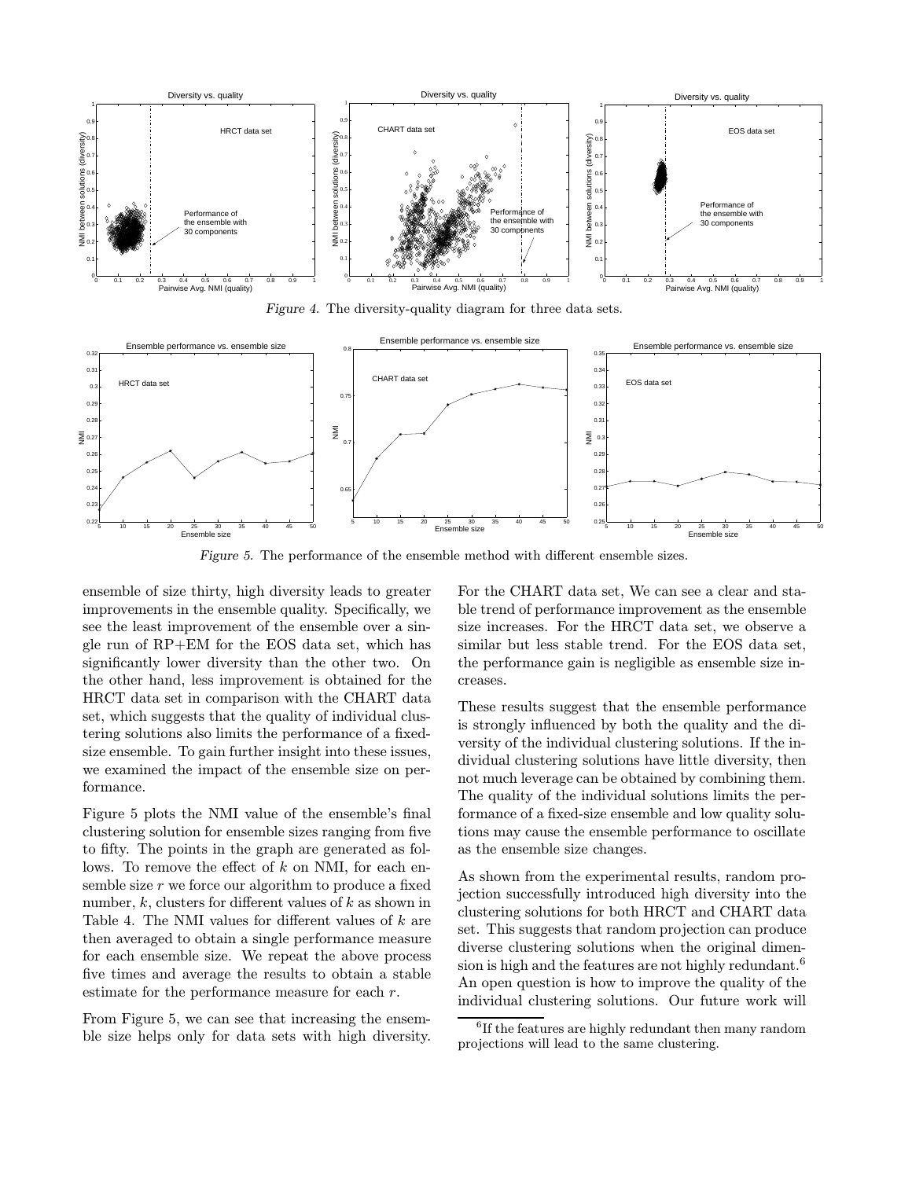*Figure 4.* The diversity-quality diagram for three data sets.

*Figure 5.* The performance of the ensemble method with different ensemble sizes.

ensemble of size thirty, high diversity leads to greater improvements in the ensemble quality. Specifically, we see the least improvement of the ensemble over a single run of RP+EM for the EOS data set, which has significantly lower diversity than the other two. On the other hand, less improvement is obtained for the HRCT data set in comparison with the CHART data set, which suggests that the quality of individual clustering solutions also limits the performance of a fixed-size ensemble. To gain further insight into these issues, we examined the impact of the ensemble size on performance.

Figure 5 plots the NMI value of the ensemble's final clustering solution for ensemble sizes ranging from five to fifty. The points in the graph are generated as follows. To remove the effect of $k$ on NMI, for each ensemble size $r$ we force our algorithm to produce a fixed number, $k$, clusters for different values of $k$ as shown in Table 4. The NMI values for different values of $k$ are then averaged to obtain a single performance measure for each ensemble size. We repeat the above process five times and average the results to obtain a stable estimate for the performance measure for each $r$.

From Figure 5, we can see that increasing the ensemble size helps only for data sets with high diversity. For the CHART data set, We can see a clear and stable trend of performance improvement as the ensemble size increases. For the HRCT data set, we observe a similar but less stable trend. For the EOS data set, the performance gain is negligible as ensemble size increases.

These results suggest that the ensemble performance is strongly influenced by both the quality and the diversity of the individual clustering solutions. If the individual clustering solutions have little diversity, then not much leverage can be obtained by combining them. The quality of the individual solutions limits the performance of a fixed-size ensemble and low quality solutions may cause the ensemble performance to oscillate as the ensemble size changes.

As shown from the experimental results, random projection successfully introduced high diversity into the clustering solutions for both HRCT and CHART data set. This suggests that random projection can produce diverse clustering solutions when the original dimension is high and the features are not highly redundant.[6] An open question is how to improve the quality of the individual clustering solutions. Our future work will

[6] If the features are highly redundant then many random projections will lead to the same clustering.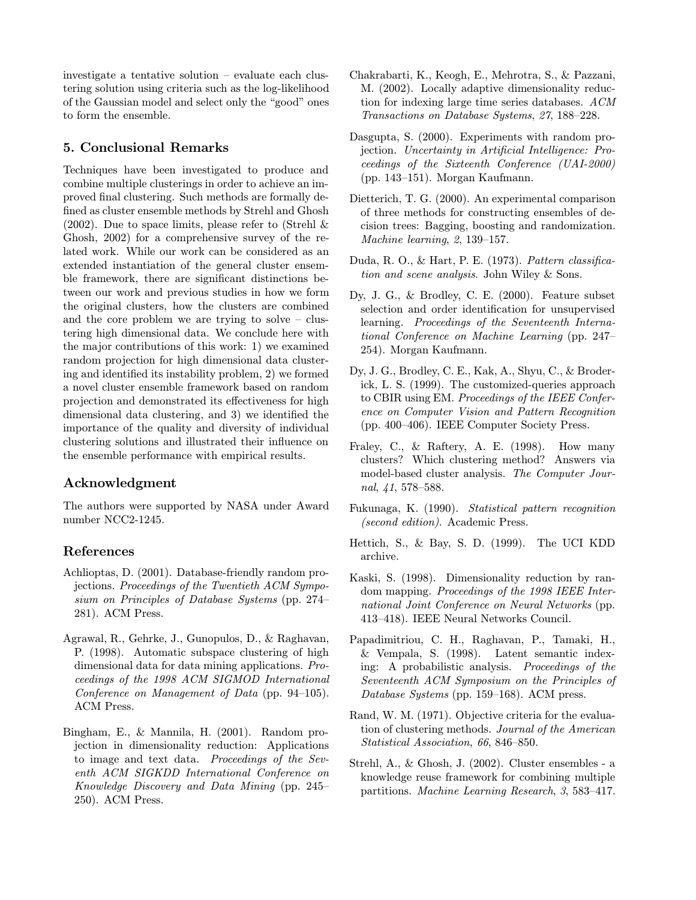investigate a tentative solution – evaluate each clustering solution using criteria such as the log-likelihood of the Gaussian model and select only the "good" ones to form the ensemble.

## 5. Conclusional Remarks

Techniques have been investigated to produce and combine multiple clusterings in order to achieve an improved final clustering. Such methods are formally defined as cluster ensemble methods by Strehl and Ghosh (2002). Due to space limits, please refer to (Strehl & Ghosh, 2002) for a comprehensive survey of the related work. While our work can be considered as an extended instantiation of the general cluster ensemble framework, there are significant distinctions between our work and previous studies in how we form the original clusters, how the clusters are combined and the core problem we are trying to solve – clustering high dimensional data. We conclude here with the major contributions of this work: 1) we examined random projection for high dimensional data clustering and identified its instability problem, 2) we formed a novel cluster ensemble framework based on random projection and demonstrated its effectiveness for high dimensional data clustering, and 3) we identified the importance of the quality and diversity of individual clustering solutions and illustrated their influence on the ensemble performance with empirical results.

## Acknowledgment

The authors were supported by NASA under Award number NCC2-1245.

## References

Achlioptas, D. (2001). Database-friendly random projections. *Proceedings of the Twentieth ACM Symposium on Principles of Database Systems* (pp. 274–281). ACM Press.

Agrawal, R., Gehrke, J., Gunopulos, D., & Raghavan, P. (1998). Automatic subspace clustering of high dimensional data for data mining applications. *Proceedings of the 1998 ACM SIGMOD International Conference on Management of Data* (pp. 94–105). ACM Press.

Bingham, E., & Mannila, H. (2001). Random projection in dimensionality reduction: Applications to image and text data. *Proceedings of the Seventh ACM SIGKDD International Conference on Knowledge Discovery and Data Mining* (pp. 245–250). ACM Press.

Chakrabarti, K., Keogh, E., Mehrotra, S., & Pazzani, M. (2002). Locally adaptive dimensionality reduction for indexing large time series databases. *ACM Transactions on Database Systems*, *27*, 188–228.

Dasgupta, S. (2000). Experiments with random projection. *Uncertainty in Artificial Intelligence: Proceedings of the Sixteenth Conference (UAI-2000)* (pp. 143–151). Morgan Kaufmann.

Dietterich, T. G. (2000). An experimental comparison of three methods for constructing ensembles of decision trees: Bagging, boosting and randomization. *Machine learning*, *2*, 139–157.

Duda, R. O., & Hart, P. E. (1973). *Pattern classification and scene analysis*. John Wiley & Sons.

Dy, J. G., & Brodley, C. E. (2000). Feature subset selection and order identification for unsupervised learning. *Proceedings of the Seventeenth International Conference on Machine Learning* (pp. 247–254). Morgan Kaufmann.

Dy, J. G., Brodley, C. E., Kak, A., Shyu, C., & Broderick, L. S. (1999). The customized-queries approach to CBIR using EM. *Proceedings of the IEEE Conference on Computer Vision and Pattern Recognition* (pp. 400–406). IEEE Computer Society Press.

Fraley, C., & Raftery, A. E. (1998). How many clusters? Which clustering method? Answers via model-based cluster analysis. *The Computer Journal*, *41*, 578–588.

Fukunaga, K. (1990). *Statistical pattern recognition (second edition)*. Academic Press.

Hettich, S., & Bay, S. D. (1999). The UCI KDD archive.

Kaski, S. (1998). Dimensionality reduction by random mapping. *Proceedings of the 1998 IEEE International Joint Conference on Neural Networks* (pp. 413–418). IEEE Neural Networks Council.

Papadimitriou, C. H., Raghavan, P., Tamaki, H., & Vempala, S. (1998). Latent semantic indexing: A probabilistic analysis. *Proceedings of the Seventeenth ACM Symposium on the Principles of Database Systems* (pp. 159–168). ACM press.

Rand, W. M. (1971). Objective criteria for the evaluation of clustering methods. *Journal of the American Statistical Association*, *66*, 846–850.

Strehl, A., & Ghosh, J. (2002). Cluster ensembles - a knowledge reuse framework for combining multiple partitions. *Machine Learning Research*, *3*, 583–417.